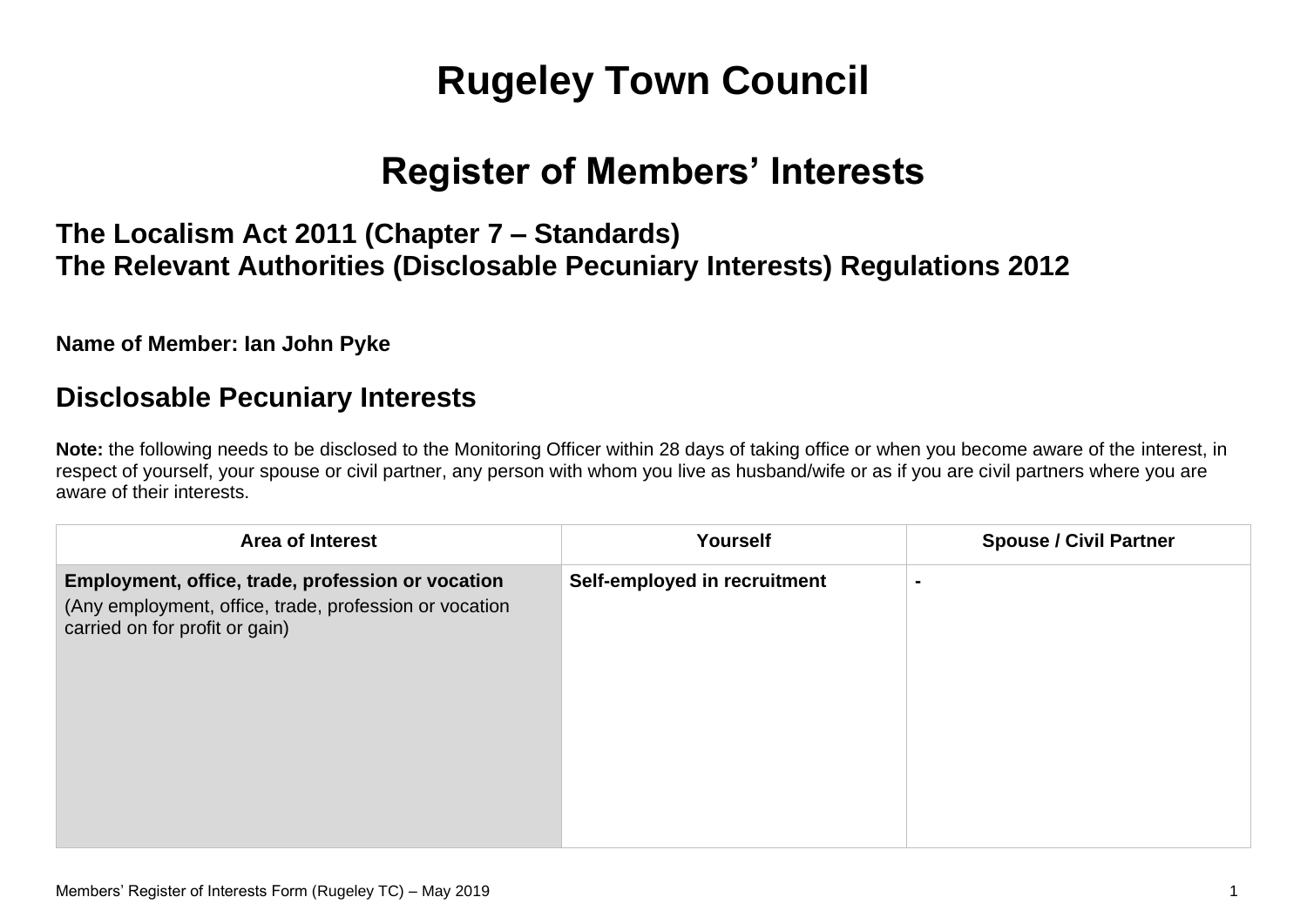# Rugeley Town Council

## Register of Members' Interests

### The Localism Act 2011 (Chapter 7 – Standards)
### The Relevant Authorities (Disclosable Pecuniary Interests) Regulations 2012

**Name of Member: Ian John Pyke**

## Disclosable Pecuniary Interests

**Note:** the following needs to be disclosed to the Monitoring Officer within 28 days of taking office or when you become aware of the interest, in respect of yourself, your spouse or civil partner, any person with whom you live as husband/wife or as if you are civil partners where you are aware of their interests.

| Area of Interest | Yourself | Spouse / Civil Partner |
| --- | --- | --- |
| **Employment, office, trade, profession or vocation** (Any employment, office, trade, profession or vocation carried on for profit or gain) | **Self-employed in recruitment** | **-** |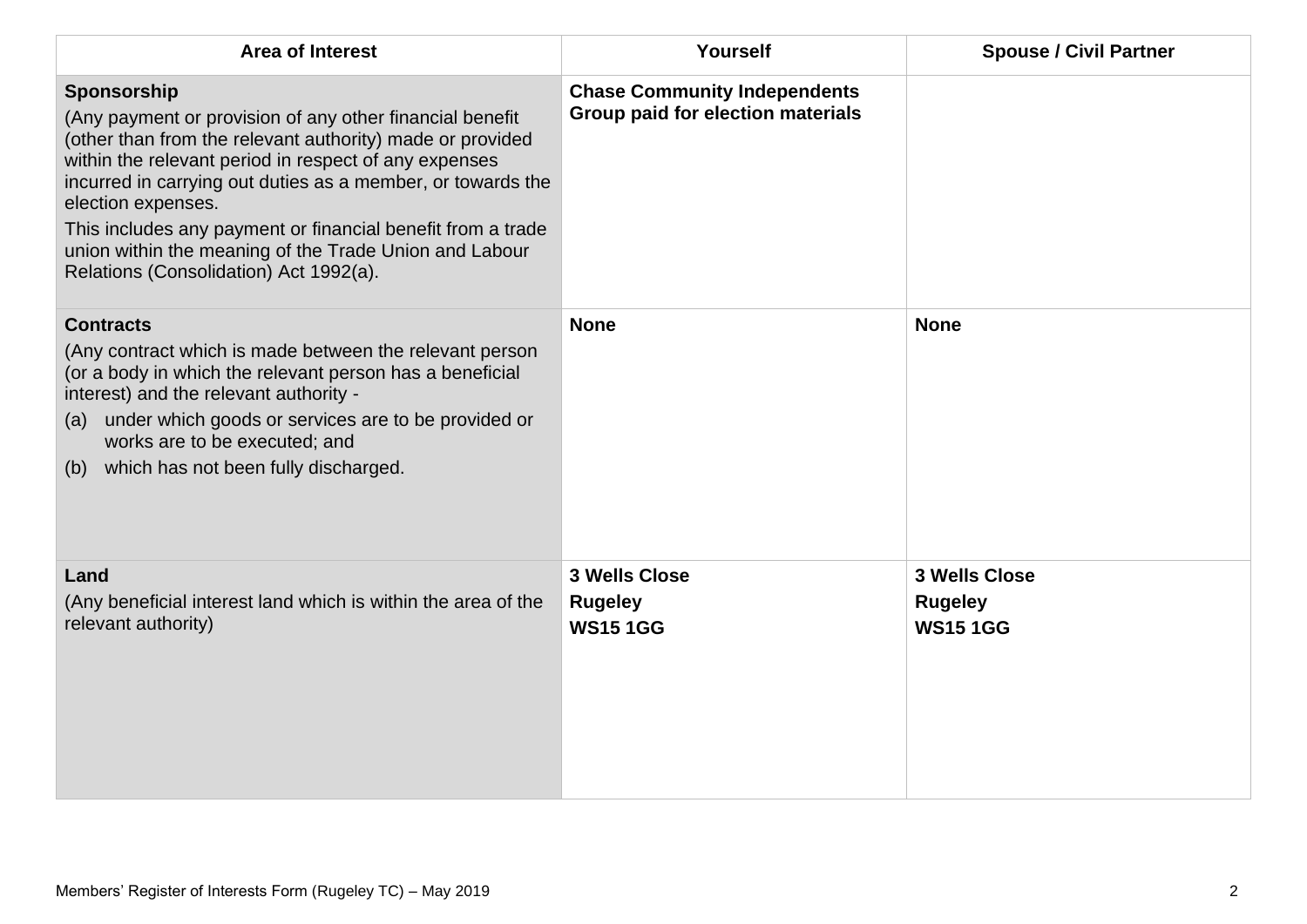| Area of Interest | Yourself | Spouse / Civil Partner |
|---|---|---|
| **Sponsorship**<br>(Any payment or provision of any other financial benefit (other than from the relevant authority) made or provided within the relevant period in respect of any expenses incurred in carrying out duties as a member, or towards the election expenses.<br>This includes any payment or financial benefit from a trade union within the meaning of the Trade Union and Labour Relations (Consolidation) Act 1992(a). | **Chase Community Independents Group paid for election materials** | |
| **Contracts**<br>(Any contract which is made between the relevant person (or a body in which the relevant person has a beneficial interest) and the relevant authority -<br>(a) under which goods or services are to be provided or works are to be executed; and<br>(b) which has not been fully discharged. | **None** | **None** |
| **Land**<br>(Any beneficial interest land which is within the area of the relevant authority) | **3 Wells Close**<br>**Rugeley**<br>**WS15 1GG** | **3 Wells Close**<br>**Rugeley**<br>**WS15 1GG** |

Members' Register of Interests Form (Rugeley TC) – May 2019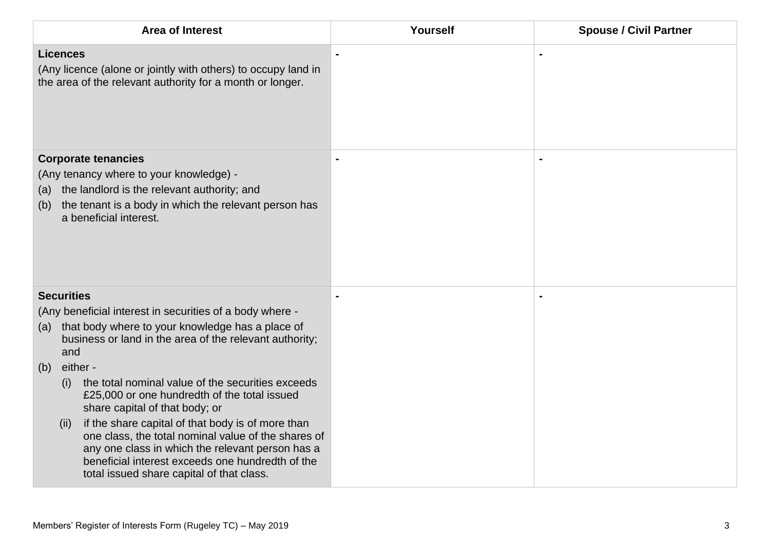| Area of Interest | Yourself | Spouse / Civil Partner |
| --- | --- | --- |
| **Licences**<br>(Any licence (alone or jointly with others) to occupy land in the area of the relevant authority for a month or longer. | - | - |
| **Corporate tenancies**<br>(Any tenancy where to your knowledge) -<br>(a) the landlord is the relevant authority; and<br>(b) the tenant is a body in which the relevant person has a beneficial interest. | - | - |
| **Securities**<br>(Any beneficial interest in securities of a body where -<br>(a) that body where to your knowledge has a place of business or land in the area of the relevant authority; and<br>(b) either -<br>(i) the total nominal value of the securities exceeds £25,000 or one hundredth of the total issued share capital of that body; or<br>(ii) if the share capital of that body is of more than one class, the total nominal value of the shares of any one class in which the relevant person has a beneficial interest exceeds one hundredth of the total issued share capital of that class. | - | - |

Members' Register of Interests Form (Rugeley TC) – May 2019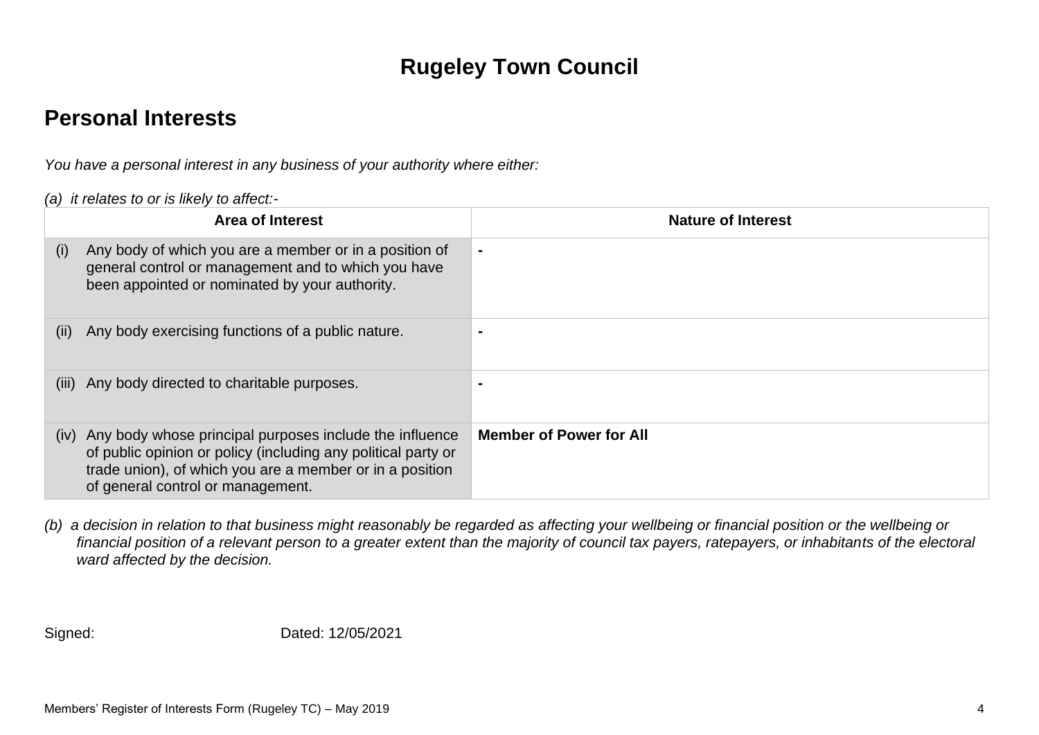# Rugeley Town Council

## Personal Interests

*You have a personal interest in any business of your authority where either:*

*(a) it relates to or is likely to affect:-*

| Area of Interest | Nature of Interest |
|---|---|
| (i) Any body of which you are a member or in a position of general control or management and to which you have been appointed or nominated by your authority. | **-** |
| (ii) Any body exercising functions of a public nature. | **-** |
| (iii) Any body directed to charitable purposes. | **-** |
| (iv) Any body whose principal purposes include the influence of public opinion or policy (including any political party or trade union), of which you are a member or in a position of general control or management. | **Member of Power for All** |

*(b) a decision in relation to that business might reasonably be regarded as affecting your wellbeing or financial position or the wellbeing or financial position of a relevant person to a greater extent than the majority of council tax payers, ratepayers, or inhabitants of the electoral ward affected by the decision.*

Signed: Dated: 12/05/2021